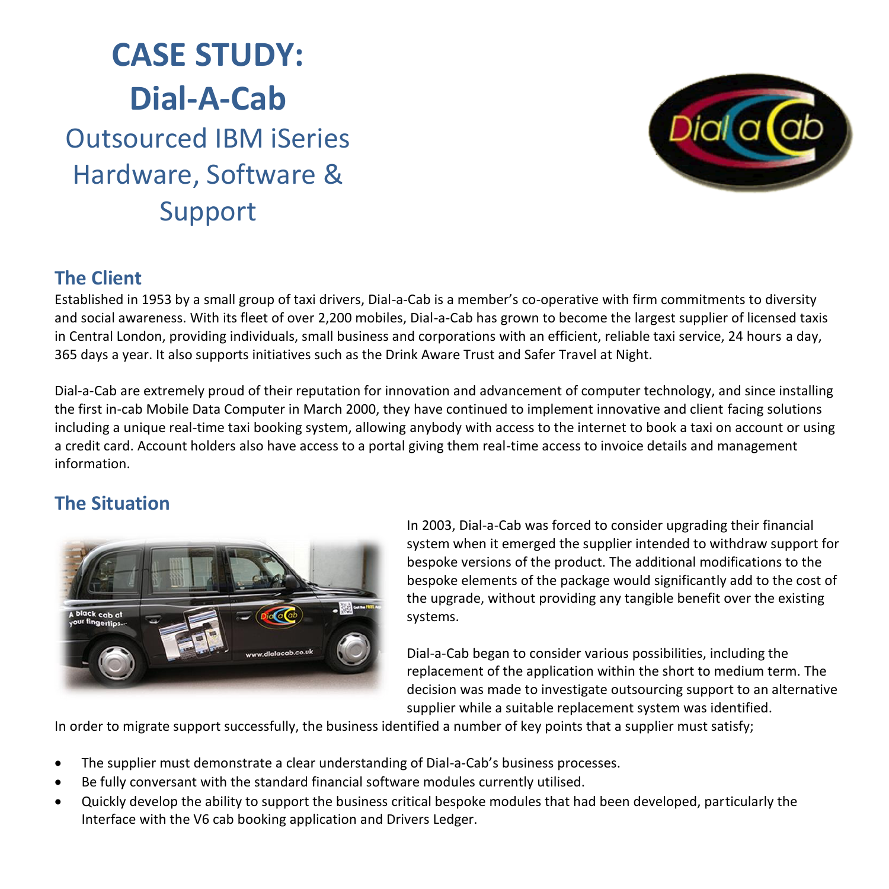# CASE STUDY: Dial-A-Cab

## Outsourced IBM iSeries Hardware, Software & Support

## The Client

Established in 1953 by a small group of taxi drivers, Dial-a-Cab is a member's co-operative with firm commitments to diversity and social awareness. With its fleet of over 2,200 mobiles, Dial-a-Cab has grown to become the largest supplier of licensed taxis in Central London, providing individuals, small business and corporations with an efficient, reliable taxi service, 24 hours a day, 365 days a year. It also supports initiatives such as the Drink Aware Trust and Safer Travel at Night.

Dial-a-Cab are extremely proud of their reputation for innovation and advancement of computer technology, and since installing the first in-cab Mobile Data Computer in March 2000, they have continued to implement innovative and client facing solutions including a unique real-time taxi booking system, allowing anybody with access to the internet to book a taxi on account or using a credit card. Account holders also have access to a portal giving them real-time access to invoice details and management information.

## The Situation

In 2003, Dial-a-Cab was forced to consider upgrading their financial system when it emerged the supplier intended to withdraw support for bespoke versions of the product. The additional modifications to the bespoke elements of the package would significantly add to the cost of the upgrade, without providing any tangible benefit over the existing systems.

Dial-a-Cab began to consider various possibilities, including the replacement of the application within the short to medium term. The decision was made to investigate outsourcing support to an alternative supplier while a suitable replacement system was identified.

In order to migrate support successfully, the business identified a number of key points that a supplier must satisfy;

- The supplier must demonstrate a clear understanding of Dial-a-Cab's business processes.
- Be fully conversant with the standard financial software modules currently utilised.
- Quickly develop the ability to support the business critical bespoke modules that had been developed, particularly the Interface with the V6 cab booking application and Drivers Ledger.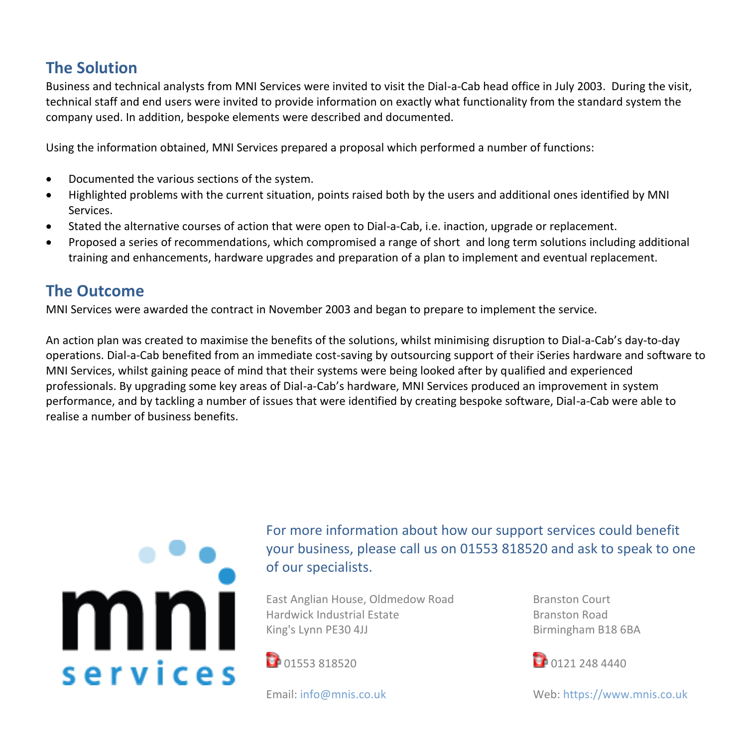## The Solution

Business and technical analysts from MNI Services were invited to visit the Dial-a-Cab head office in July 2003. During the visit, technical staff and end users were invited to provide information on exactly what functionality from the standard system the company used. In addition, bespoke elements were described and documented.

Using the information obtained, MNI Services prepared a proposal which performed a number of functions:

- Documented the various sections of the system.
- Highlighted problems with the current situation, points raised both by the users and additional ones identified by MNI Services.
- Stated the alternative courses of action that were open to Dial-a-Cab, i.e. inaction, upgrade or replacement.
- Proposed a series of recommendations, which compromised a range of short and long term solutions including additional training and enhancements, hardware upgrades and preparation of a plan to implement and eventual replacement.

## The Outcome

MNI Services were awarded the contract in November 2003 and began to prepare to implement the service.

An action plan was created to maximise the benefits of the solutions, whilst minimising disruption to Dial-a-Cab's day-to-day operations. Dial-a-Cab benefited from an immediate cost-saving by outsourcing support of their iSeries hardware and software to MNI Services, whilst gaining peace of mind that their systems were being looked after by qualified and experienced professionals. By upgrading some key areas of Dial-a-Cab's hardware, MNI Services produced an improvement in system performance, and by tackling a number of issues that were identified by creating bespoke software, Dial-a-Cab were able to realise a number of business benefits.

mni services

For more information about how our support services could benefit your business, please call us on 01553 818520 and ask to speak to one of our specialists.

East Anglian House, Oldmedow Road
Hardwick Industrial Estate
King's Lynn PE30 4JJ

01553 818520

Email: info@mnis.co.uk

Branston Court
Branston Road
Birmingham B18 6BA

0121 248 4440

Web: https://www.mnis.co.uk